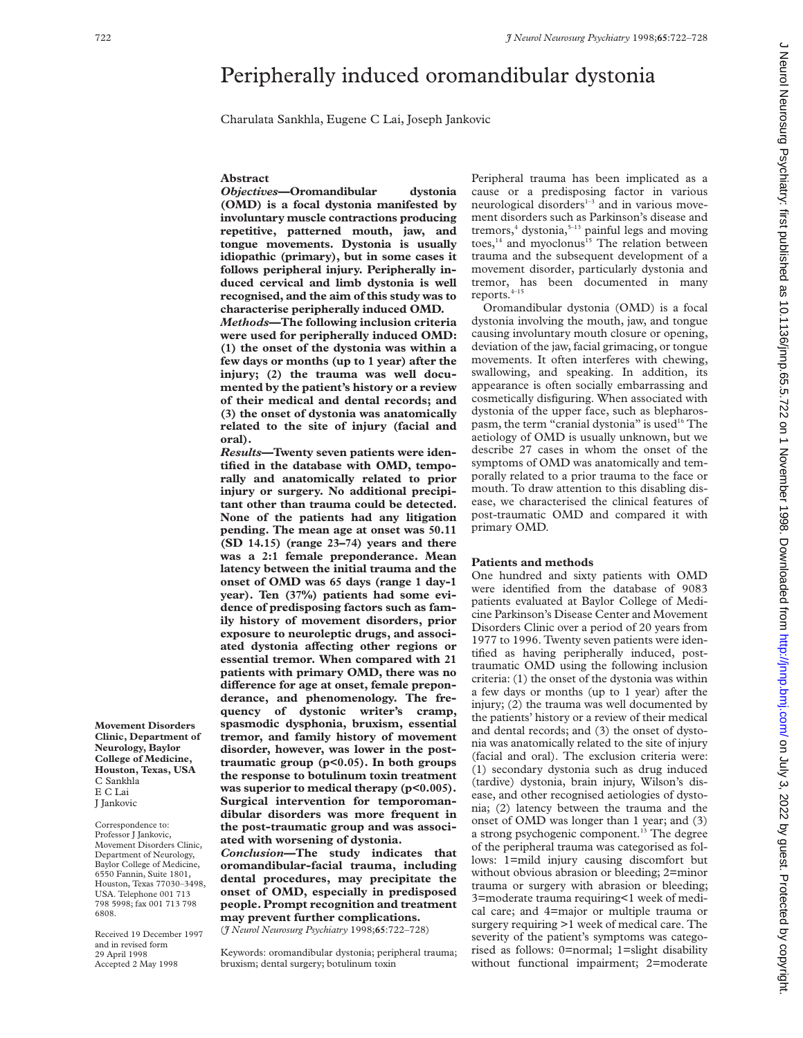# Peripherally induced oromandibular dystonia

Charulata Sankhla, Eugene C Lai, Joseph Jankovic

## Abstract

***Objectives*—Oromandibular dystonia (OMD) is a focal dystonia manifested by involuntary muscle contractions producing repetitive, patterned mouth, jaw, and tongue movements. Dystonia is usually idiopathic (primary), but in some cases it follows peripheral injury. Peripherally induced cervical and limb dystonia is well recognised, and the aim of this study was to characterise peripherally induced OMD.**

***Methods*—The following inclusion criteria were used for peripherally induced OMD: (1) the onset of the dystonia was within a few days or months (up to 1 year) after the injury; (2) the trauma was well documented by the patient's history or a review of their medical and dental records; and (3) the onset of dystonia was anatomically related to the site of injury (facial and oral).**

***Results*—Twenty seven patients were identified in the database with OMD, temporally and anatomically related to prior injury or surgery. No additional precipitant other than trauma could be detected. None of the patients had any litigation pending. The mean age at onset was 50.11 (SD 14.15) (range 23–74) years and there was a 2:1 female preponderance. Mean latency between the initial trauma and the onset of OMD was 65 days (range 1 day-1 year). Ten (37%) patients had some evidence of predisposing factors such as family history of movement disorders, prior exposure to neuroleptic drugs, and associated dystonia affecting other regions or essential tremor. When compared with 21 patients with primary OMD, there was no difference for age at onset, female preponderance, and phenomenology. The frequency of dystonic writer's cramp, spasmodic dysphonia, bruxism, essential tremor, and family history of movement disorder, however, was lower in the post-traumatic group ($p<0.05$). In both groups the response to botulinum toxin treatment was superior to medical therapy ($p<0.005$). Surgical intervention for temporomandibular disorders was more frequent in the post-traumatic group and was associated with worsening of dystonia.**

***Conclusion*—The study indicates that oromandibular-facial trauma, including dental procedures, may precipitate the onset of OMD, especially in predisposed people. Prompt recognition and treatment may prevent further complications.**

(*J Neurol Neurosurg Psychiatry* 1998;**65**:722–728)

Keywords: oromandibular dystonia; peripheral trauma; bruxism; dental surgery; botulinum toxin

**Movement Disorders Clinic, Department of Neurology, Baylor College of Medicine, Houston, Texas, USA**
C Sankhla
E C Lai
J Jankovic

Correspondence to: Professor J Jankovic, Movement Disorders Clinic, Department of Neurology, Baylor College of Medicine, 6550 Fannin, Suite 1801, Houston, Texas 77030–3498, USA. Telephone 001 713 798 5998; fax 001 713 798 6808.

Received 19 December 1997 and in revised form 29 April 1998
Accepted 2 May 1998

Peripheral trauma has been implicated as a cause or a predisposing factor in various neurological disorders[1–3] and in various movement disorders such as Parkinson's disease and tremors,[4] dystonia,[5–13] painful legs and moving toes,[14] and myoclonus[15] The relation between trauma and the subsequent development of a movement disorder, particularly dystonia and tremor, has been documented in many reports.[4–15]

Oromandibular dystonia (OMD) is a focal dystonia involving the mouth, jaw, and tongue causing involuntary mouth closure or opening, deviation of the jaw, facial grimacing, or tongue movements. It often interferes with chewing, swallowing, and speaking. In addition, its appearance is often socially embarrassing and cosmetically disfiguring. When associated with dystonia of the upper face, such as blepharospasm, the term "cranial dystonia" is used[16] The aetiology of OMD is usually unknown, but we describe 27 cases in whom the onset of the symptoms of OMD was anatomically and temporally related to a prior trauma to the face or mouth. To draw attention to this disabling disease, we characterised the clinical features of post-traumatic OMD and compared it with primary OMD.

## Patients and methods

One hundred and sixty patients with OMD were identified from the database of 9083 patients evaluated at Baylor College of Medicine Parkinson's Disease Center and Movement Disorders Clinic over a period of 20 years from 1977 to 1996. Twenty seven patients were identified as having peripherally induced, post-traumatic OMD using the following inclusion criteria: (1) the onset of the dystonia was within a few days or months (up to 1 year) after the injury; (2) the trauma was well documented by the patients' history or a review of their medical and dental records; and (3) the onset of dystonia was anatomically related to the site of injury (facial and oral). The exclusion criteria were: (1) secondary dystonia such as drug induced (tardive) dystonia, brain injury, Wilson's disease, and other recognised aetiologies of dystonia; (2) latency between the trauma and the onset of OMD was longer than 1 year; and (3) a strong psychogenic component.[13] The degree of the peripheral trauma was categorised as follows: 1=mild injury causing discomfort but without obvious abrasion or bleeding; 2=minor trauma or surgery with abrasion or bleeding; 3=moderate trauma requiring<1 week of medical care; and 4=major or multiple trauma or surgery requiring >1 week of medical care. The severity of the patient's symptoms was categorised as follows: 0=normal; 1=slight disability without functional impairment; 2=moderate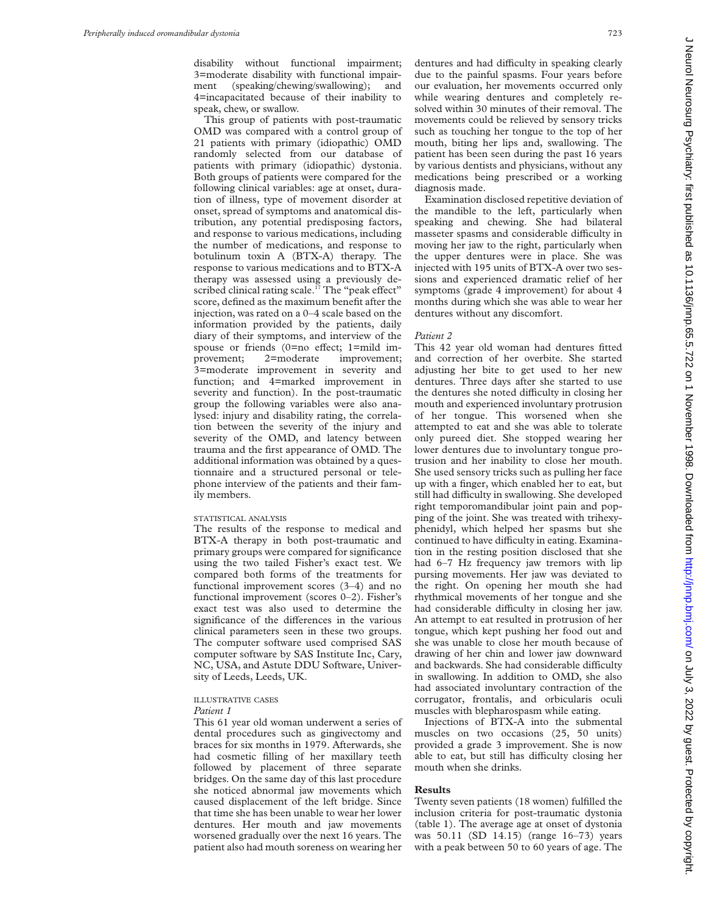disability without functional impairment; 3=moderate disability with functional impairment (speaking/chewing/swallowing); and 4=incapacitated because of their inability to speak, chew, or swallow.

This group of patients with post-traumatic OMD was compared with a control group of 21 patients with primary (idiopathic) OMD randomly selected from our database of patients with primary (idiopathic) dystonia. Both groups of patients were compared for the following clinical variables: age at onset, duration of illness, type of movement disorder at onset, spread of symptoms and anatomical distribution, any potential predisposing factors, and response to various medications, including the number of medications, and response to botulinum toxin A (BTX-A) therapy. The response to various medications and to BTX-A therapy was assessed using a previously described clinical rating scale.[17] The "peak effect" score, defined as the maximum benefit after the injection, was rated on a 0–4 scale based on the information provided by the patients, daily diary of their symptoms, and interview of the spouse or friends (0=no effect; 1=mild improvement; 2=moderate improvement; 3=moderate improvement in severity and function; and 4=marked improvement in severity and function). In the post-traumatic group the following variables were also analysed: injury and disability rating, the correlation between the severity of the injury and severity of the OMD, and latency between trauma and the first appearance of OMD. The additional information was obtained by a questionnaire and a structured personal or telephone interview of the patients and their family members.

### STATISTICAL ANALYSIS

The results of the response to medical and BTX-A therapy in both post-traumatic and primary groups were compared for significance using the two tailed Fisher's exact test. We compared both forms of the treatments for functional improvement scores (3–4) and no functional improvement (scores 0–2). Fisher's exact test was also used to determine the significance of the differences in the various clinical parameters seen in these two groups. The computer software used comprised SAS computer software by SAS Institute Inc, Cary, NC, USA, and Astute DDU Software, University of Leeds, Leeds, UK.

### ILLUSTRATIVE CASES

*Patient 1*

This 61 year old woman underwent a series of dental procedures such as gingivectomy and braces for six months in 1979. Afterwards, she had cosmetic filling of her maxillary teeth followed by placement of three separate bridges. On the same day of this last procedure she noticed abnormal jaw movements which caused displacement of the left bridge. Since that time she has been unable to wear her lower dentures. Her mouth and jaw movements worsened gradually over the next 16 years. The patient also had mouth soreness on wearing her dentures and had difficulty in speaking clearly due to the painful spasms. Four years before our evaluation, her movements occurred only while wearing dentures and completely resolved within 30 minutes of their removal. The movements could be relieved by sensory tricks such as touching her tongue to the top of her mouth, biting her lips and, swallowing. The patient has been seen during the past 16 years by various dentists and physicians, without any medications being prescribed or a working diagnosis made.

Examination disclosed repetitive deviation of the mandible to the left, particularly when speaking and chewing. She had bilateral masseter spasms and considerable difficulty in moving her jaw to the right, particularly when the upper dentures were in place. She was injected with 195 units of BTX-A over two sessions and experienced dramatic relief of her symptoms (grade 4 improvement) for about 4 months during which she was able to wear her dentures without any discomfort.

*Patient 2*

This 42 year old woman had dentures fitted and correction of her overbite. She started adjusting her bite to get used to her new dentures. Three days after she started to use the dentures she noted difficulty in closing her mouth and experienced involuntary protrusion of her tongue. This worsened when she attempted to eat and she was able to tolerate only pureed diet. She stopped wearing her lower dentures due to involuntary tongue protrusion and her inability to close her mouth. She used sensory tricks such as pulling her face up with a finger, which enabled her to eat, but still had difficulty in swallowing. She developed right temporomandibular joint pain and popping of the joint. She was treated with trihexyphenidyl, which helped her spasms but she continued to have difficulty in eating. Examination in the resting position disclosed that she had 6–7 Hz frequency jaw tremors with lip pursing movements. Her jaw was deviated to the right. On opening her mouth she had rhythmical movements of her tongue and she had considerable difficulty in closing her jaw. An attempt to eat resulted in protrusion of her tongue, which kept pushing her food out and she was unable to close her mouth because of drawing of her chin and lower jaw downward and backwards. She had considerable difficulty in swallowing. In addition to OMD, she also had associated involuntary contraction of the corrugator, frontalis, and orbicularis oculi muscles with blepharospasm while eating.

Injections of BTX-A into the submental muscles on two occasions (25, 50 units) provided a grade 3 improvement. She is now able to eat, but still has difficulty closing her mouth when she drinks.

## Results

Twenty seven patients (18 women) fulfilled the inclusion criteria for post-traumatic dystonia (table 1). The average age at onset of dystonia was 50.11 (SD 14.15) (range 16–73) years with a peak between 50 to 60 years of age. The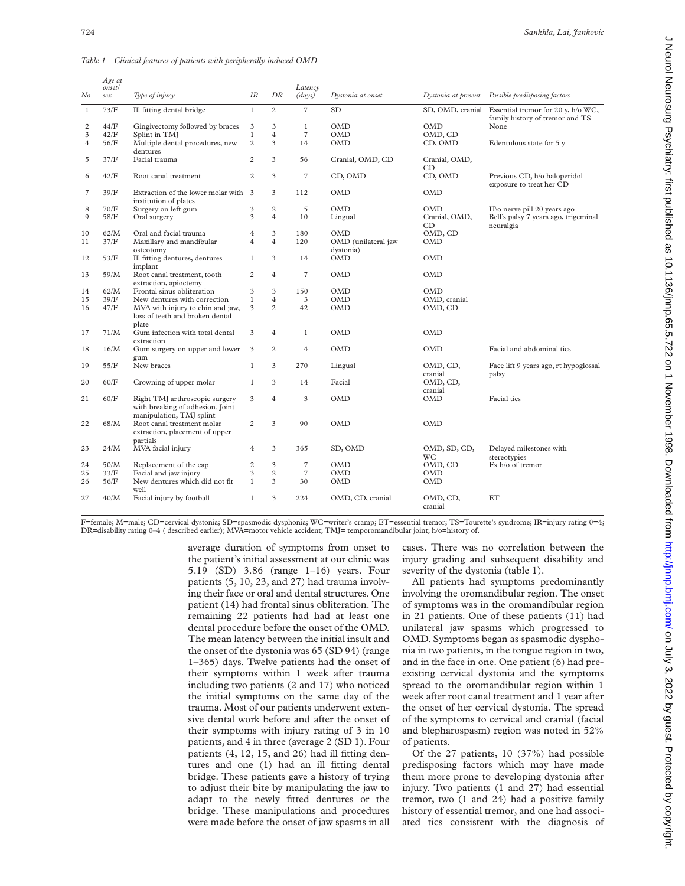*Table 1 Clinical features of patients with peripherally induced OMD*

| No | Age at onset/ sex | Type of injury | IR | DR | Latency (days) | Dystonia at onset | Dystonia at present | Possible predisposing factors |
|---|---|---|---|---|---|---|---|---|
| 1 | 73/F | Ill fitting dental bridge | 1 | 2 | 7 | SD | SD, OMD, cranial | Essential tremor for 20 y, h/o WC, family history of tremor and TS |
| 2 | 44/F | Gingivectomy followed by braces | 3 | 3 | 1 | OMD | OMD | None |
| 3 | 42/F | Splint in TMJ | 1 | 4 | 7 | OMD | OMD, CD | |
| 4 | 56/F | Multiple dental procedures, new dentures | 2 | 3 | 14 | OMD | CD, OMD | Edentulous state for 5 y |
| 5 | 37/F | Facial trauma | 2 | 3 | 56 | Cranial, OMD, CD | Cranial, OMD, CD | |
| 6 | 42/F | Root canal treatment | 2 | 3 | 7 | CD, OMD | CD, OMD | Previous CD, h/o haloperidol exposure to treat her CD |
| 7 | 39/F | Extraction of the lower molar with institution of plates | 3 | 3 | 112 | OMD | OMD | |
| 8 | 70/F | Surgery on left gum | 3 | 2 | 5 | OMD | OMD | H\o nerve pill 20 years ago |
| 9 | 58/F | Oral surgery | 3 | 4 | 10 | Lingual | Cranial, OMD, CD | Bell's palsy 7 years ago, trigeminal neuralgia |
| 10 | 62/M | Oral and facial trauma | 4 | 3 | 180 | OMD | OMD, CD | |
| 11 | 37/F | Maxillary and mandibular osteotomy | 4 | 4 | 120 | OMD (unilateral jaw dystonia) | OMD | |
| 12 | 53/F | Ill fitting dentures, dentures implant | 1 | 3 | 14 | OMD | OMD | |
| 13 | 59/M | Root canal treatment, tooth extraction, apioctemy | 2 | 4 | 7 | OMD | OMD | |
| 14 | 62/M | Frontal sinus obliteration | 3 | 3 | 150 | OMD | OMD | |
| 15 | 39/F | New dentures with correction | 1 | 4 | 3 | OMD | OMD, cranial | |
| 16 | 47/F | MVA with injury to chin and jaw, loss of teeth and broken dental plate | 3 | 2 | 42 | OMD | OMD, CD | |
| 17 | 71/M | Gum infection with total dental extraction | 3 | 4 | 1 | OMD | OMD | |
| 18 | 16/M | Gum surgery on upper and lower gum | 3 | 2 | 4 | OMD | OMD | Facial and abdominal tics |
| 19 | 55/F | New braces | 1 | 3 | 270 | Lingual | OMD, CD, cranial | Face lift 9 years ago, rt hypoglossal palsy |
| 20 | 60/F | Crowning of upper molar | 1 | 3 | 14 | Facial | OMD, CD, cranial | |
| 21 | 60/F | Right TMJ arthroscopic surgery with breaking of adhesion. Joint manipulation, TMJ splint | 3 | 4 | 3 | OMD | OMD | Facial tics |
| 22 | 68/M | Root canal treatment molar extraction, placement of upper partials | 2 | 3 | 90 | OMD | OMD | |
| 23 | 24/M | MVA facial injury | 4 | 3 | 365 | SD, OMD | OMD, SD, CD, WC | Delayed milestones with stereotypies |
| 24 | 50/M | Replacement of the cap | 2 | 3 | 7 | OMD | OMD, CD | Fx h/o of tremor |
| 25 | 33/F | Facial and jaw injury | 3 | 2 | 7 | OMD | OMD | |
| 26 | 56/F | New dentures which did not fit well | 1 | 3 | 30 | OMD | OMD | |
| 27 | 40/M | Facial injury by football | 1 | 3 | 224 | OMD, CD, cranial | OMD, CD, cranial | ET |

F=female; M=male; CD=cervical dystonia; SD=spasmodic dysphonia; WC=writer's cramp; ET=essential tremor; TS=Tourette's syndrome; IR=injury rating 0=4; DR=disability rating 0–4 ( described earlier); MVA=motor vehicle accident; TMJ= temporomandibular joint; h/o=history of.

average duration of symptoms from onset to the patient's initial assessment at our clinic was 5.19 (SD) 3.86 (range 1–16) years. Four patients (5, 10, 23, and 27) had trauma involving their face or oral and dental structures. One patient (14) had frontal sinus obliteration. The remaining 22 patients had had at least one dental procedure before the onset of the OMD. The mean latency between the initial insult and the onset of the dystonia was 65 (SD 94) (range 1–365) days. Twelve patients had the onset of their symptoms within 1 week after trauma including two patients (2 and 17) who noticed the initial symptoms on the same day of the trauma. Most of our patients underwent extensive dental work before and after the onset of their symptoms with injury rating of 3 in 10 patients, and 4 in three (average 2 (SD 1). Four patients (4, 12, 15, and 26) had ill fitting dentures and one (1) had an ill fitting dental bridge. These patients gave a history of trying to adjust their bite by manipulating the jaw to adapt to the newly fitted dentures or the bridge. These manipulations and procedures were made before the onset of jaw spasms in all cases. There was no correlation between the injury grading and subsequent disability and severity of the dystonia (table 1).

All patients had symptoms predominantly involving the oromandibular region. The onset of symptoms was in the oromandibular region in 21 patients. One of these patients (11) had unilateral jaw spasms which progressed to OMD. Symptoms began as spasmodic dysphonia in two patients, in the tongue region in two, and in the face in one. One patient (6) had preexisting cervical dystonia and the symptoms spread to the oromandibular region within 1 week after root canal treatment and 1 year after the onset of her cervical dystonia. The spread of the symptoms to cervical and cranial (facial and blepharospasm) region was noted in 52% of patients.

Of the 27 patients, 10 (37%) had possible predisposing factors which may have made them more prone to developing dystonia after injury. Two patients (1 and 27) had essential tremor, two (1 and 24) had a positive family history of essential tremor, and one had associated tics consistent with the diagnosis of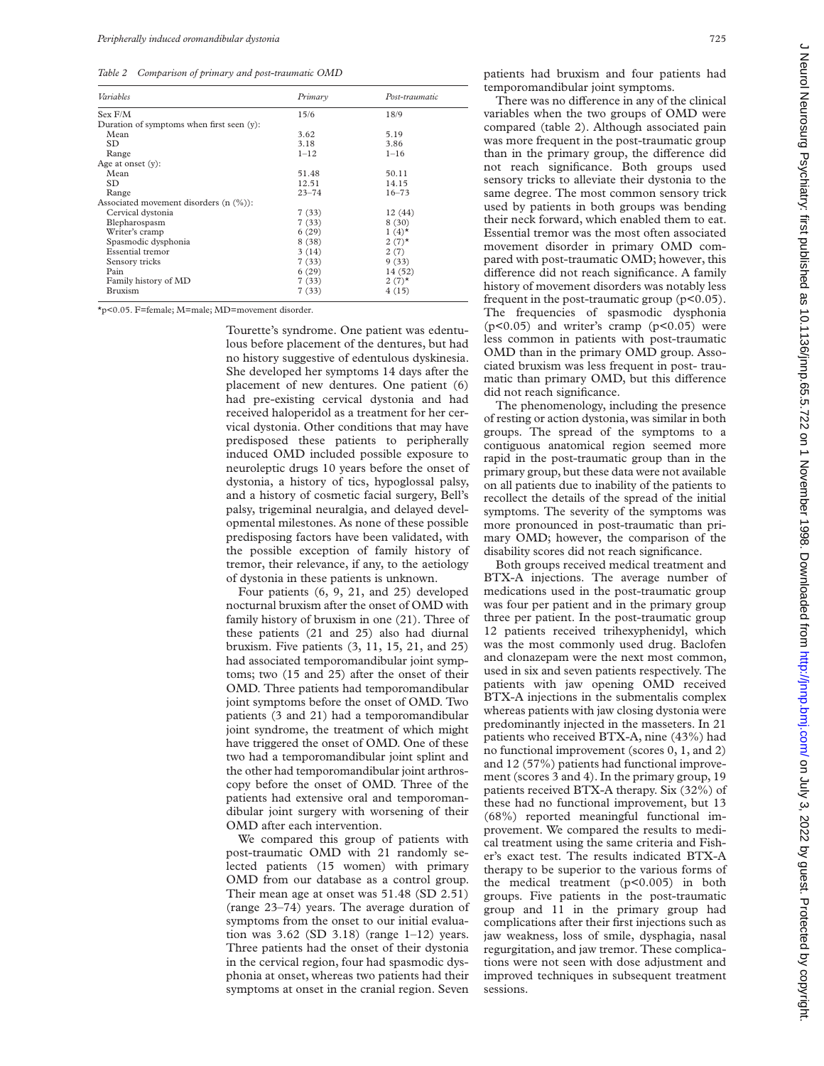*Table 2 Comparison of primary and post-traumatic OMD*

| *Variables* | *Primary* | *Post-traumatic* |
|---|---|---|
| Sex F/M | 15/6 | 18/9 |
| Duration of symptoms when first seen (y): | | |
| Mean | 3.62 | 5.19 |
| SD | 3.18 | 3.86 |
| Range | 1–12 | 1–16 |
| Age at onset (y): | | |
| Mean | 51.48 | 50.11 |
| SD | 12.51 | 14.15 |
| Range | 23–74 | 16–73 |
| Associated movement disorders (n (%)): | | |
| Cervical dystonia | 7 (33) | 12 (44) |
| Blepharospasm | 7 (33) | 8 (30) |
| Writer's cramp | 6 (29) | 1 (4)* |
| Spasmodic dysphonia | 8 (38) | 2 (7)* |
| Essential tremor | 3 (14) | 2 (7) |
| Sensory tricks | 7 (33) | 9 (33) |
| Pain | 6 (29) | 14 (52) |
| Family history of MD | 7 (33) | 2 (7)* |
| Bruxism | 7 (33) | 4 (15) |

*p<0.05. F=female; M=male; MD=movement disorder.

Tourette's syndrome. One patient was edentulous before placement of the dentures, but had no history suggestive of edentulous dyskinesia. She developed her symptoms 14 days after the placement of new dentures. One patient (6) had pre-existing cervical dystonia and had received haloperidol as a treatment for her cervical dystonia. Other conditions that may have predisposed these patients to peripherally induced OMD included possible exposure to neuroleptic drugs 10 years before the onset of dystonia, a history of tics, hypoglossal palsy, and a history of cosmetic facial surgery, Bell's palsy, trigeminal neuralgia, and delayed developmental milestones. As none of these possible predisposing factors have been validated, with the possible exception of family history of tremor, their relevance, if any, to the aetiology of dystonia in these patients is unknown.

Four patients (6, 9, 21, and 25) developed nocturnal bruxism after the onset of OMD with family history of bruxism in one (21). Three of these patients (21 and 25) also had diurnal bruxism. Five patients (3, 11, 15, 21, and 25) had associated temporomandibular joint symptoms; two (15 and 25) after the onset of their OMD. Three patients had temporomandibular joint symptoms before the onset of OMD. Two patients (3 and 21) had a temporomandibular joint syndrome, the treatment of which might have triggered the onset of OMD. One of these two had a temporomandibular joint splint and the other had temporomandibular joint arthroscopy before the onset of OMD. Three of the patients had extensive oral and temporomandibular joint surgery with worsening of their OMD after each intervention.

We compared this group of patients with post-traumatic OMD with 21 randomly selected patients (15 women) with primary OMD from our database as a control group. Their mean age at onset was 51.48 (SD 2.51) (range 23–74) years. The average duration of symptoms from the onset to our initial evaluation was 3.62 (SD 3.18) (range 1–12) years. Three patients had the onset of their dystonia in the cervical region, four had spasmodic dysphonia at onset, whereas two patients had their symptoms at onset in the cranial region. Seven patients had bruxism and four patients had temporomandibular joint symptoms.

There was no difference in any of the clinical variables when the two groups of OMD were compared (table 2). Although associated pain was more frequent in the post-traumatic group than in the primary group, the difference did not reach significance. Both groups used sensory tricks to alleviate their dystonia to the same degree. The most common sensory trick used by patients in both groups was bending their neck forward, which enabled them to eat. Essential tremor was the most often associated movement disorder in primary OMD compared with post-traumatic OMD; however, this difference did not reach significance. A family history of movement disorders was notably less frequent in the post-traumatic group (p<0.05). The frequencies of spasmodic dysphonia (p<0.05) and writer's cramp (p<0.05) were less common in patients with post-traumatic OMD than in the primary OMD group. Associated bruxism was less frequent in post- traumatic than primary OMD, but this difference did not reach significance.

The phenomenology, including the presence of resting or action dystonia, was similar in both groups. The spread of the symptoms to a contiguous anatomical region seemed more rapid in the post-traumatic group than in the primary group, but these data were not available on all patients due to inability of the patients to recollect the details of the spread of the initial symptoms. The severity of the symptoms was more pronounced in post-traumatic than primary OMD; however, the comparison of the disability scores did not reach significance.

Both groups received medical treatment and BTX-A injections. The average number of medications used in the post-traumatic group was four per patient and in the primary group three per patient. In the post-traumatic group 12 patients received trihexyphenidyl, which was the most commonly used drug. Baclofen and clonazepam were the next most common, used in six and seven patients respectively. The patients with jaw opening OMD received BTX-A injections in the submentalis complex whereas patients with jaw closing dystonia were predominantly injected in the masseters. In 21 patients who received BTX-A, nine (43%) had no functional improvement (scores 0, 1, and 2) and 12 (57%) patients had functional improvement (scores 3 and 4). In the primary group, 19 patients received BTX-A therapy. Six (32%) of these had no functional improvement, but 13 (68%) reported meaningful functional improvement. We compared the results to medical treatment using the same criteria and Fisher's exact test. The results indicated BTX-A therapy to be superior to the various forms of the medical treatment (p<0.005) in both groups. Five patients in the post-traumatic group and 11 in the primary group had complications after their first injections such as jaw weakness, loss of smile, dysphagia, nasal regurgitation, and jaw tremor. These complications were not seen with dose adjustment and improved techniques in subsequent treatment sessions.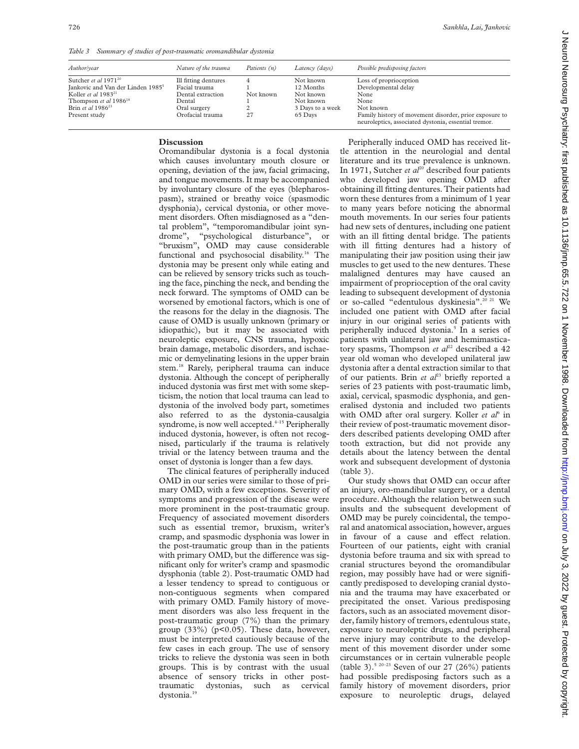*Table 3 Summary of studies of post-traumatic oromandibular dystonia*

| *Author/year* | *Nature of the trauma* | *Patients (n)* | *Latency (days)* | *Possible predisposing factors* |
|---|---|---|---|---|
| Sutcher *et al* 1971[20] | Ill fitting dentures | 4 | Not known | Loss of proprioception |
| Jankovic and Van der Linden 1985[5] | Facial trauma | 1 | 12 Months | Developmental delay |
| Koller *et al* 1983[21] | Dental extraction | Not known | Not known | None |
| Thompson *et al* 1986[18] | Dental | 1 | Not known | None |
| Brin *et al* 1986[23] | Oral surgery | 2 | 3 Days to a week | Not known |
| Present study | Orofacial trauma | 27 | 65 Days | Family history of movement disorder, prior exposure to neuroleptics, associated dystonia, essential tremor. |

## Discussion

Oromandibular dystonia is a focal dystonia which causes involuntary mouth closure or opening, deviation of the jaw, facial grimacing, and tongue movements. It may be accompanied by involuntary closure of the eyes (blepharospasm), strained or breathy voice (spasmodic dysphonia), cervical dystonia, or other movement disorders. Often misdiagnosed as a "dental problem", "temporomandibular joint syndrome", "psychological disturbance", or "bruxism", OMD may cause considerable functional and psychosocial disability.[16] The dystonia may be present only while eating and can be relieved by sensory tricks such as touching the face, pinching the neck, and bending the neck forward. The symptoms of OMD can be worsened by emotional factors, which is one of the reasons for the delay in the diagnosis. The cause of OMD is usually unknown (primary or idiopathic), but it may be associated with neuroleptic exposure, CNS trauma, hypoxic brain damage, metabolic disorders, and ischaemic or demyelinating lesions in the upper brain stem.[18] Rarely, peripheral trauma can induce dystonia. Although the concept of peripherally induced dystonia was first met with some skepticism, the notion that local trauma can lead to dystonia of the involved body part, sometimes also referred to as the dystonia-causalgia syndrome, is now well accepted.[4–15] Peripherally induced dystonia, however, is often not recognised, particularly if the trauma is relatively trivial or the latency between trauma and the onset of dystonia is longer than a few days.

The clinical features of peripherally induced OMD in our series were similar to those of primary OMD, with a few exceptions. Severity of symptoms and progression of the disease were more prominent in the post-traumatic group. Frequency of associated movement disorders such as essential tremor, bruxism, writer's cramp, and spasmodic dysphonia was lower in the post-traumatic group than in the patients with primary OMD, but the difference was significant only for writer's cramp and spasmodic dysphonia (table 2). Post-traumatic OMD had a lesser tendency to spread to contiguous or non-contiguous segments when compared with primary OMD. Family history of movement disorders was also less frequent in the post-traumatic group (7%) than the primary group (33%) ($p<0.05$). These data, however, must be interpreted cautiously because of the few cases in each group. The use of sensory tricks to relieve the dystonia was seen in both groups. This is by contrast with the usual absence of sensory tricks in other post-traumatic dystonias, such as cervical dystonia.[19]

Peripherally induced OMD has received little attention in the neurologial and dental literature and its true prevalence is unknown. In 1971, Sutcher *et al*[20] described four patients who developed jaw opening OMD after obtaining ill fitting dentures. Their patients had worn these dentures from a minimum of 1 year to many years before noticing the abnormal mouth movements. In our series four patients had new sets of dentures, including one patient with an ill fitting dental bridge. The patients with ill fitting dentures had a history of manipulating their jaw position using their jaw muscles to get used to the new dentures. These malaligned dentures may have caused an impairment of proprioception of the oral cavity leading to subsequent development of dystonia or so-called "edentulous dyskinesia".[20 21] We included one patient with OMD after facial injury in our original series of patients with peripherally induced dystonia.[5] In a series of patients with unilateral jaw and hemimasticatory spasms, Thompson *et al*[22] described a 42 year old woman who developed unilateral jaw dystonia after a dental extraction similar to that of our patients. Brin *et al*[23] briefly reported a series of 23 patients with post-traumatic limb, axial, cervical, spasmodic dysphonia, and generalised dystonia and included two patients with OMD after oral surgery. Koller *et al*[6] in their review of post-traumatic movement disorders described patients developing OMD after tooth extraction, but did not provide any details about the latency between the dental work and subsequent development of dystonia (table 3).

Our study shows that OMD can occur after an injury, oro-mandibular surgery, or a dental procedure. Although the relation between such insults and the subsequent development of OMD may be purely coincidental, the temporal and anatomical association, however, argues in favour of a cause and effect relation. Fourteen of our patients, eight with cranial dystonia before trauma and six with spread to cranial structures beyond the oromandibular region, may possibly have had or were significantly predisposed to developing cranial dystonia and the trauma may have exacerbated or precipitated the onset. Various predisposing factors, such as an associated movement disorder, family history of tremors, edentulous state, exposure to neuroleptic drugs, and peripheral nerve injury may contribute to the development of this movement disorder under some circumstances or in certain vulnerable people (table 3).[5 20–23] Seven of our 27 (26%) patients had possible predisposing factors such as a family history of movement disorders, prior exposure to neuroleptic drugs, delayed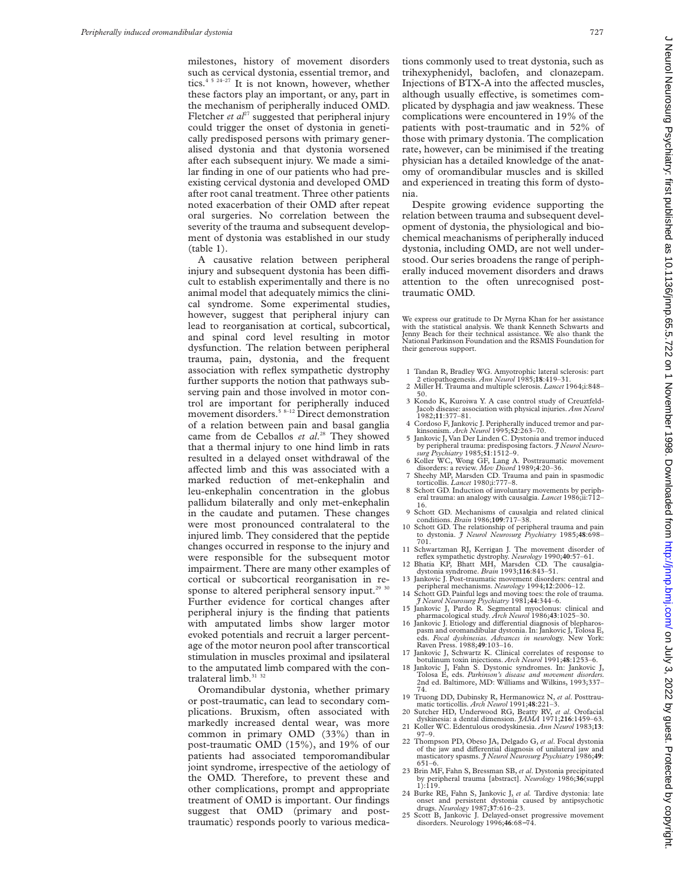milestones, history of movement disorders such as cervical dystonia, essential tremor, and tics.[4 5 24–27] It is not known, however, whether these factors play an important, or any, part in the mechanism of peripherally induced OMD. Fletcher *et al*[27] suggested that peripheral injury could trigger the onset of dystonia in genetically predisposed persons with primary generalised dystonia and that dystonia worsened after each subsequent injury. We made a similar finding in one of our patients who had preexisting cervical dystonia and developed OMD after root canal treatment. Three other patients noted exacerbation of their OMD after repeat oral surgeries. No correlation between the severity of the trauma and subsequent development of dystonia was established in our study (table 1).

A causative relation between peripheral injury and subsequent dystonia has been difficult to establish experimentally and there is no animal model that adequately mimics the clinical syndrome. Some experimental studies, however, suggest that peripheral injury can lead to reorganisation at cortical, subcortical, and spinal cord level resulting in motor dysfunction. The relation between peripheral trauma, pain, dystonia, and the frequent association with reflex sympathetic dystrophy further supports the notion that pathways subserving pain and those involved in motor control are important for peripherally induced movement disorders.[5 8–12] Direct demonstration of a relation between pain and basal ganglia came from de Ceballos *et al*.[28] They showed that a thermal injury to one hind limb in rats resulted in a delayed onset withdrawal of the affected limb and this was associated with a marked reduction of met-enkephalin and leu-enkephalin concentration in the globus pallidum bilaterally and only met-enkephalin in the caudate and putamen. These changes were most pronounced contralateral to the injured limb. They considered that the peptide changes occurred in response to the injury and were responsible for the subsequent motor impairment. There are many other examples of cortical or subcortical reorganisation in response to altered peripheral sensory input.[29 30] Further evidence for cortical changes after peripheral injury is the finding that patients with amputated limbs show larger motor evoked potentials and recruit a larger percentage of the motor neuron pool after transcortical stimulation in muscles proximal and ipsilateral to the amputated limb compared with the contralateral limb.[31 32]

Oromandibular dystonia, whether primary or post-traumatic, can lead to secondary complications. Bruxism, often associated with markedly increased dental wear, was more common in primary OMD (33%) than in post-traumatic OMD (15%), and 19% of our patients had associated temporomandibular joint syndrome, irrespective of the aetiology of the OMD. Therefore, to prevent these and other complications, prompt and appropriate treatment of OMD is important. Our findings suggest that OMD (primary and post-traumatic) responds poorly to various medications commonly used to treat dystonia, such as trihexyphenidyl, baclofen, and clonazepam. Injections of BTX-A into the affected muscles, although usually effective, is sometimes complicated by dysphagia and jaw weakness. These complications were encountered in 19% of the patients with post-traumatic and in 52% of those with primary dystonia. The complication rate, however, can be minimised if the treating physician has a detailed knowledge of the anatomy of oromandibular muscles and is skilled and experienced in treating this form of dystonia.

Despite growing evidence supporting the relation between trauma and subsequent development of dystonia, the physiological and biochemical meachanisms of peripherally induced dystonia, including OMD, are not well understood. Our series broadens the range of peripherally induced movement disorders and draws attention to the often unrecognised post-traumatic OMD.

We express our gratitude to Dr Myrna Khan for her assistance with the statistical analysis. We thank Kenneth Schwarts and Jenny Beach for their technical assistance. We also thank the National Parkinson Foundation and the RSMIS Foundation for their generous support.

1. Tandan R, Bradley WG. Amyotrophic lateral sclerosis: part 2 etiopathogenesis. *Ann Neurol* 1985;**18**:419–31.
2. Miller H. Trauma and multiple sclerosis. *Lancet* 1964;i:848–50.
3. Kondo K, Kuroiwa Y. A case control study of Creuztfeld-Jacob disease: association with physical injuries. *Ann Neurol* 1982;**11**:377–81.
4. Cordoso F, Jankovic J. Peripherally induced tremor and parkinsonism. *Arch Neurol* 1995;**52**:263–70.
5. Jankovic J, Van Der Linden C. Dystonia and tremor induced by peripheral trauma: predisposing factors. *J Neurol Neurosurg Psychiatry* 1985;**51**:1512–9.
6. Koller WC, Wong GF, Lang A. Posttraumatic movement disorders: a review. *Mov Disord* 1989;**4**:20–36.
7. Sheehy MP, Marsden CD. Trauma and pain in spasmodic torticollis. *Lancet* 1980;i:777–8.
8. Schott GD. Induction of involuntary movements by peripheral trauma: an analogy with causalgia. *Lancet* 1986;ii:712–16.
9. Schott GD. Mechanisms of causalgia and related clinical conditions. *Brain* 1986;**109**:717–38.
10. Schott GD. The relationship of peripheral trauma and pain to dystonia. *J Neurol Neurosurg Psychiatry* 1985;**48**:698–701.
11. Schwartzman RJ, Kerrigan J. The movement disorder of reflex sympathetic dystrophy. *Neurology* 1990;**40**:57–61.
12. Bhatia KP, Bhatt MH, Marsden CD. The causalgia-dystonia syndrome. *Brain* 1993;**116**:843–51.
13. Jankovic J. Post-traumatic movement disorders: central and peripheral mechanisms. *Neurology* 1994;**12**:2006–12.
14. Schott GD. Painful legs and moving toes: the role of trauma. *J Neurol Neurosurg Psychiatry* 1981;**44**:344–6.
15. Jankovic J, Pardo R. Segmental myoclonus: clinical and pharmacological study. *Arch Neurol* 1986;**43**:1025–30.
16. Jankovic J. Etiology and differential diagnosis of blepharospasm and oromandibular dystonia. In: Jankovic J, Tolosa E, eds. *Focal dyskinesias. Advances in neurol*ogy. New York: Raven Press. 1988;**49**:103–16.
17. Jankovic J, Schwartz K. Clinical correlates of response to botulinum toxin injections. *Arch Neurol* 1991;**48**:1253–6.
18. Jankovic J, Fahn S. Dystonic syndromes. In: Jankovic J, Tolosa E, eds. *Parkinson's disease and movement disorders*. 2nd ed. Baltimore, MD: Williams and Wilkins, 1993;337–74.
19. Truong DD, Dubinsky R, Hermanowicz N, *et al*. Posttraumatic torticollis. *Arch Neurol* 1991;**48**:221–3.
20. Sutcher HD, Underwood RG, Beatty RV, *et al*. Orofacial dyskinesia: a dental dimension. *JAMA* 1971;**216**:1459–63.
21. Koller WC. Edentulous orodyskinesia. *Ann Neurol* 1983;**13**:97–9.
22. Thompson PD, Obeso JA, Delgado G, *et al*. Focal dystonia of the jaw and differential diagnosis of unilateral jaw and masticatory spasms. *J Neurol Neurosurg Psychiatry* 1986;**49**:651–6.
23. Brin MF, Fahn S, Bressman SB, *et al*. Dystonia precipitated by peripheral trauma [abstract]. *Neurology* 1986;**36**(suppl 1):119.
24. Burke RE, Fahn S, Jankovic J, *et al*. Tardive dystonia: late onset and persistent dystonia caused by antipsychotic drugs. *Neurology* 1987;**37**:616–23.
25. Scott B, Jankovic J. Delayed-onset progressive movement disorders. Neurology 1996;**46**:68–74.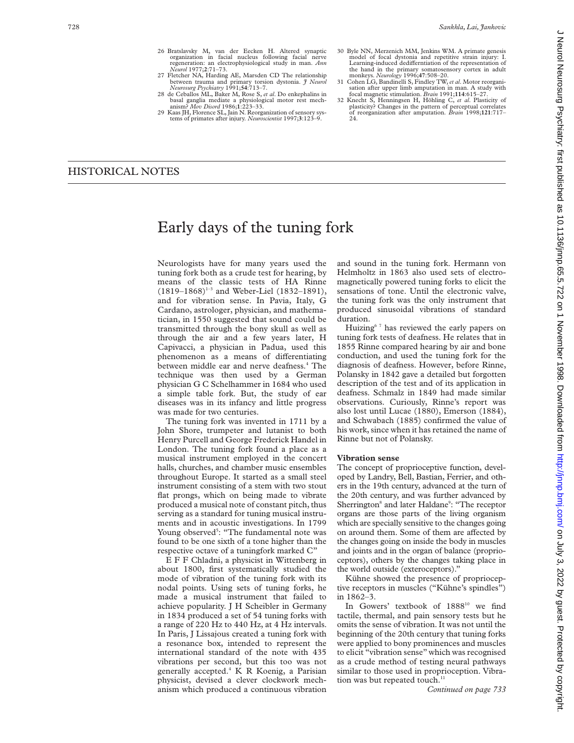26 Bratslavsky M, van der Eecken H. Altered synaptic organization in facial nucleus following facial nerve regeneration: an electrophysiological study in man. *Ann Neurol* 1977;**2**:71–73.

27 Fletcher NA, Harding AE, Marsden CD The relationship between trauma and primary torsion dystonia. *J Neurol Neurosurg Psychiatry* 1991;**54**:713–7.

28 de Ceballos ML, Baker M, Rose S, *et al*. Do enkephalins in basal ganglia mediate a physiological motor rest mechanism? *Mov Disord* 1986;**1**:223–33.

29 Kaas JH, Florence SL, Jain N. Reorganization of sensory systems of primates after injury. *Neuroscientist* 1997;**3**:123–9.

30 Byle NN, Merzenich MM, Jenkins WM. A primate genesis model of focal dystonia and repetitive strain injury: I. Learning-induced dedifferntiation of the representation of the hand in the primary somatosensory cortex in adult monkeys. *Neurology* 1996;**47**:508–20.

31 Cohen LG, Bandinelli S, Findley TW, *et al*. Motor reorganisation after upper limb amputation in man. A study with focal magnetic stimulation. *Brain* 1991;**114**:615–27.

32 Knecht S, Henningsen H, Höhling C, *et al*. Plasticity of plasticity? Changes in the pattern of perceptual correlates of reorganization after amputation. *Brain* 1998;**121**:717–24.

## HISTORICAL NOTES

# Early days of the tuning fork

Neurologists have for many years used the tuning fork both as a crude test for hearing, by means of the classic tests of HA Rinne (1819–1868)[1–3] and Weber-Liel (1832–1891), and for vibration sense. In Pavia, Italy, G Cardano, astrologer, physician, and mathematician, in 1550 suggested that sound could be transmitted through the bony skull as well as through the air and a few years later, H Capivacci, a physician in Padua, used this phenomenon as a means of differentiating between middle ear and nerve deafness.[4] The technique was then used by a German physician G C Schelhammer in 1684 who used a simple table fork. But, the study of ear diseases was in its infancy and little progress was made for two centuries.

The tuning fork was invented in 1711 by a John Shore, trumpeter and lutanist to both Henry Purcell and George Frederick Handel in London. The tuning fork found a place as a musical instrument employed in the concert halls, churches, and chamber music ensembles throughout Europe. It started as a small steel instrument consisting of a stem with two stout flat prongs, which on being made to vibrate produced a musical note of constant pitch, thus serving as a standard for tuning musical instruments and in acoustic investigations. In 1799 Young observed[5]: "The fundamental note was found to be one sixth of a tone higher than the respective octave of a tuningfork marked C"

E F F Chladni, a physicist in Wittenberg in about 1800, first systematically studied the mode of vibration of the tuning fork with its nodal points. Using sets of tuning forks, he made a musical instrument that failed to achieve popularity. J H Scheibler in Germany in 1834 produced a set of 54 tuning forks with a range of 220 Hz to 440 Hz, at 4 Hz intervals. In Paris, J Lissajous created a tuning fork with a resonance box, intended to represent the international standard of the note with 435 vibrations per second, but this too was not generally accepted.[4] K R Koenig, a Parisian physicist, devised a clever clockwork mechanism which produced a continuous vibration and sound in the tuning fork. Hermann von Helmholtz in 1863 also used sets of electromagnetically powered tuning forks to elicit the sensations of tone. Until the electronic valve, the tuning fork was the only instrument that produced sinusoidal vibrations of standard duration.

Huizing[6 7] has reviewed the early papers on tuning fork tests of deafness. He relates that in 1855 Rinne compared hearing by air and bone conduction, and used the tuning fork for the diagnosis of deafness. However, before Rinne, Polansky in 1842 gave a detailed but forgotten description of the test and of its application in deafness. Schmalz in 1849 had made similar observations. Curiously, Rinne's report was also lost until Lucae (1880), Emerson (1884), and Schwabach (1885) confirmed the value of his work, since when it has retained the name of Rinne but not of Polansky.

### Vibration sense

The concept of proprioceptive function, developed by Landry, Bell, Bastian, Ferrier, and others in the 19th century, advanced at the turn of the 20th century, and was further advanced by Sherrington[8] and later Haldane[9]: "The receptor organs are those parts of the living organism which are specially sensitive to the changes going on around them. Some of them are affected by the changes going on inside the body in muscles and joints and in the organ of balance (proprioceptors), others by the changes taking place in the world outside (exteroceptors)."

Kühne showed the presence of proprioceptive receptors in muscles ("Kühne's spindles") in 1862–3.

In Gowers' textbook of 1888[10] we find tactile, thermal, and pain sensory tests but he omits the sense of vibration. It was not until the beginning of the 20th century that tuning forks were applied to bony prominences and muscles to elicit "vibration sense" which was recognised as a crude method of testing neural pathways similar to those used in proprioception. Vibration was but repeated touch.[11]

*Continued on page 733*